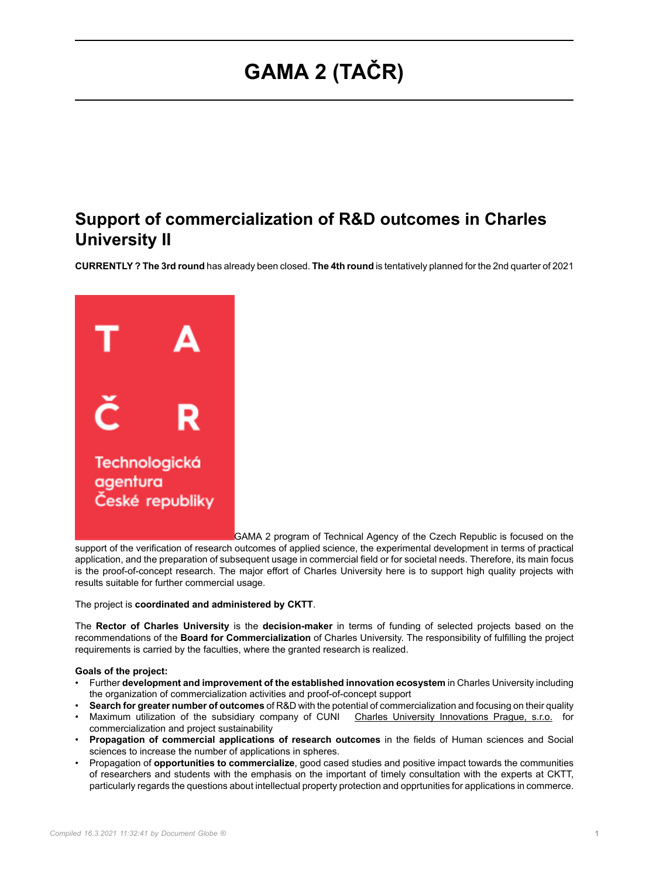# GAMA 2 (TAČR)

## Support of commercialization of R&D outcomes in Charles University II

**CURRENTLY ? The 3rd round** has already been closed. **The 4th round** is tentatively planned for the 2nd quarter of 2021

GAMA 2 program of Technical Agency of the Czech Republic is focused on the support of the verification of research outcomes of applied science, the experimental development in terms of practical application, and the preparation of subsequent usage in commercial field or for societal needs. Therefore, its main focus is the proof-of-concept research. The major effort of Charles University here is to support high quality projects with results suitable for further commercial usage.

The project is **coordinated and administered by CKTT**.

The **Rector of Charles University** is the **decision-maker** in terms of funding of selected projects based on the recommendations of the **Board for Commercialization** of Charles University. The responsibility of fulfilling the project requirements is carried by the faculties, where the granted research is realized.

**Goals of the project:**

- Further **development and improvement of the established innovation ecosystem** in Charles University including the organization of commercialization activities and proof-of-concept support
- **Search for greater number of outcomes** of R&D with the potential of commercialization and focusing on their quality
- Maximum utilization of the subsidiary company of CUNI Charles University Innovations Prague, s.r.o. for commercialization and project sustainability
- **Propagation of commercial applications of research outcomes** in the fields of Human sciences and Social sciences to increase the number of applications in spheres.
- Propagation of **opportunities to commercialize**, good cased studies and positive impact towards the communities of researchers and students with the emphasis on the important of timely consultation with the experts at CKTT, particularly regards the questions about intellectual property protection and opprtunities for applications in commerce.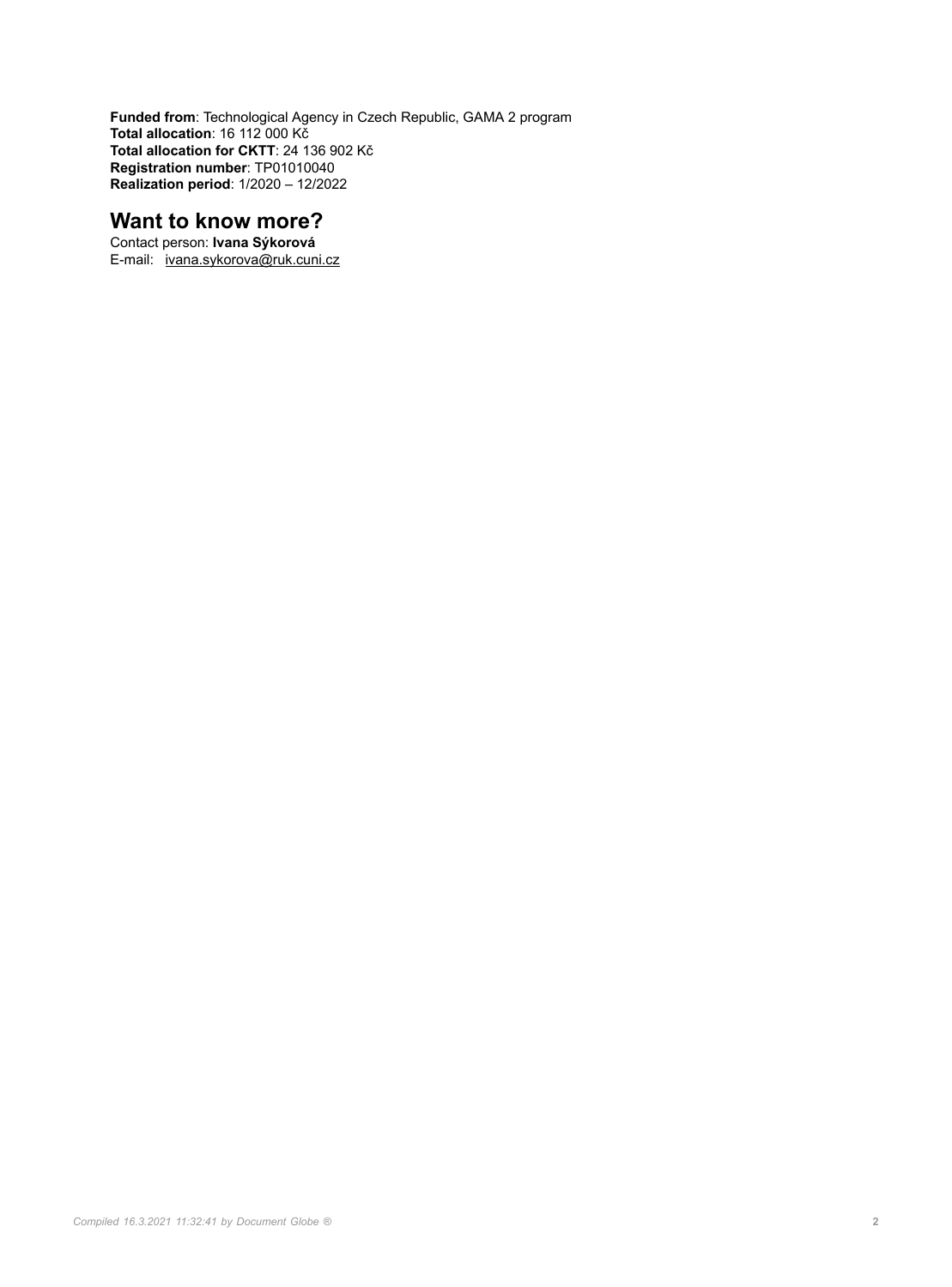**Funded from**: Technological Agency in Czech Republic, GAMA 2 program
**Total allocation**: 16 112 000 Kč
**Total allocation for CKTT**: 24 136 902 Kč
**Registration number**: TP01010040
**Realization period**: 1/2020 – 12/2022

## Want to know more?

Contact person: **Ivana Sýkorová**
E-mail: ivana.sykorova@ruk.cuni.cz